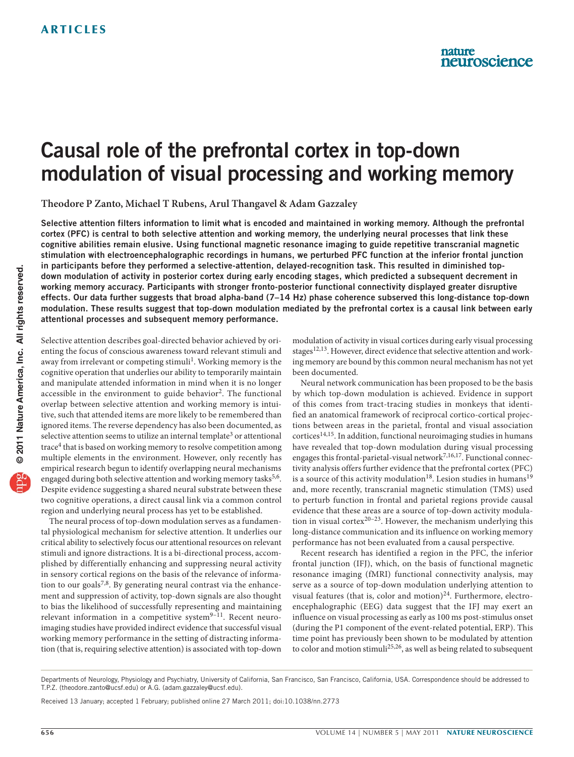# Causal role of the prefrontal cortex in top-down modulation of visual processing and working memory

**Theodore P Zanto, Michael T Rubens, Arul Thangavel & Adam Gazzaley**

**Selective attention filters information to limit what is encoded and maintained in working memory. Although the prefrontal cortex (PFC) is central to both selective attention and working memory, the underlying neural processes that link these cognitive abilities remain elusive. Using functional magnetic resonance imaging to guide repetitive transcranial magnetic stimulation with electroencephalographic recordings in humans, we perturbed PFC function at the inferior frontal junction in participants before they performed a selective-attention, delayed-recognition task. This resulted in diminished top-down modulation of activity in posterior cortex during early encoding stages, which predicted a subsequent decrement in working memory accuracy. Participants with stronger fronto-posterior functional connectivity displayed greater disruptive effects. Our data further suggests that broad alpha-band (7–14 Hz) phase coherence subserved this long-distance top-down modulation. These results suggest that top-down modulation mediated by the prefrontal cortex is a causal link between early attentional processes and subsequent memory performance.**

Selective attention describes goal-directed behavior achieved by orienting the focus of conscious awareness toward relevant stimuli and away from irrelevant or competing stimuli[1]. Working memory is the cognitive operation that underlies our ability to temporarily maintain and manipulate attended information in mind when it is no longer accessible in the environment to guide behavior[2]. The functional overlap between selective attention and working memory is intuitive, such that attended items are more likely to be remembered than ignored items. The reverse dependency has also been documented, as selective attention seems to utilize an internal template[3] or attentional trace[4] that is based on working memory to resolve competition among multiple elements in the environment. However, only recently has empirical research begun to identify overlapping neural mechanisms engaged during both selective attention and working memory tasks[5,6]. Despite evidence suggesting a shared neural substrate between these two cognitive operations, a direct causal link via a common control region and underlying neural process has yet to be established.

The neural process of top-down modulation serves as a fundamental physiological mechanism for selective attention. It underlies our critical ability to selectively focus our attentional resources on relevant stimuli and ignore distractions. It is a bi-directional process, accomplished by differentially enhancing and suppressing neural activity in sensory cortical regions on the basis of the relevance of information to our goals[7,8]. By generating neural contrast via the enhancement and suppression of activity, top-down signals are also thought to bias the likelihood of successfully representing and maintaining relevant information in a competitive system[9–11]. Recent neuroimaging studies have provided indirect evidence that successful visual working memory performance in the setting of distracting information (that is, requiring selective attention) is associated with top-down modulation of activity in visual cortices during early visual processing stages[12,13]. However, direct evidence that selective attention and working memory are bound by this common neural mechanism has not yet been documented.

Neural network communication has been proposed to be the basis by which top-down modulation is achieved. Evidence in support of this comes from tract-tracing studies in monkeys that identified an anatomical framework of reciprocal cortico-cortical projections between areas in the parietal, frontal and visual association cortices[14,15]. In addition, functional neuroimaging studies in humans have revealed that top-down modulation during visual processing engages this frontal-parietal-visual network[7,16,17]. Functional connectivity analysis offers further evidence that the prefrontal cortex (PFC) is a source of this activity modulation[18]. Lesion studies in humans[19] and, more recently, transcranial magnetic stimulation (TMS) used to perturb function in frontal and parietal regions provide causal evidence that these areas are a source of top-down activity modulation in visual cortex[20–23]. However, the mechanism underlying this long-distance communication and its influence on working memory performance has not been evaluated from a causal perspective.

Recent research has identified a region in the PFC, the inferior frontal junction (IFJ), which, on the basis of functional magnetic resonance imaging (fMRI) functional connectivity analysis, may serve as a source of top-down modulation underlying attention to visual features (that is, color and motion)[24]. Furthermore, electroencephalographic (EEG) data suggest that the IFJ may exert an influence on visual processing as early as 100 ms post-stimulus onset (during the P1 component of the event-related potential, ERP). This time point has previously been shown to be modulated by attention to color and motion stimuli[25,26], as well as being related to subsequent

Departments of Neurology, Physiology and Psychiatry, University of California, San Francisco, San Francisco, California, USA. Correspondence should be addressed to T.P.Z. (theodore.zanto@ucsf.edu) or A.G. (adam.gazzaley@ucsf.edu).

Received 13 January; accepted 1 February; published online 27 March 2011; doi:10.1038/nn.2773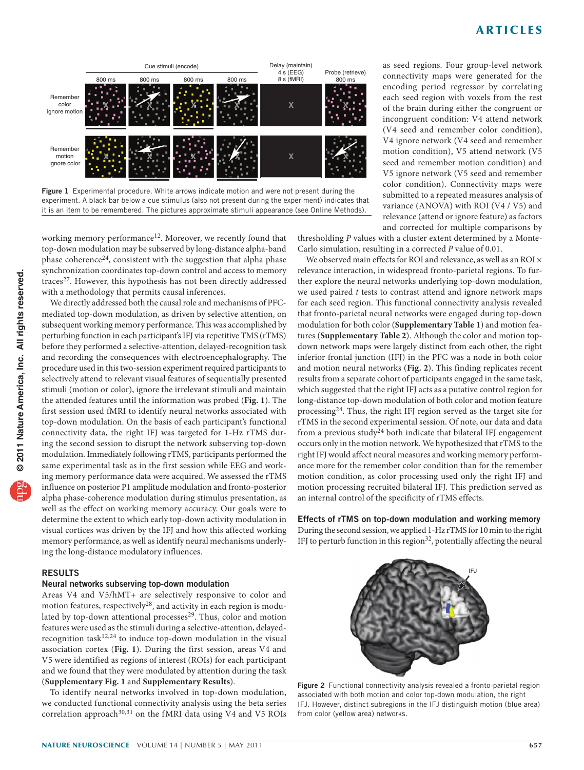Figure 1 Experimental procedure. White arrows indicate motion and were not present during the experiment. A black bar below a cue stimulus (also not present during the experiment) indicates that it is an item to be remembered. The pictures approximate stimuli appearance (see Online Methods).

working memory performance[12]. Moreover, we recently found that top-down modulation may be subserved by long-distance alpha-band phase coherence[24], consistent with the suggestion that alpha phase synchronization coordinates top-down control and access to memory traces[27]. However, this hypothesis has not been directly addressed with a methodology that permits causal inferences.

We directly addressed both the causal role and mechanisms of PFC-mediated top-down modulation, as driven by selective attention, on subsequent working memory performance. This was accomplished by perturbing function in each participant's IFJ via repetitive TMS (rTMS) before they performed a selective-attention, delayed-recognition task and recording the consequences with electroencephalography. The procedure used in this two-session experiment required participants to selectively attend to relevant visual features of sequentially presented stimuli (motion or color), ignore the irrelevant stimuli and maintain the attended features until the information was probed (**Fig. 1**). The first session used fMRI to identify neural networks associated with top-down modulation. On the basis of each participant's functional connectivity data, the right IFJ was targeted for 1-Hz rTMS during the second session to disrupt the network subserving top-down modulation. Immediately following rTMS, participants performed the same experimental task as in the first session while EEG and working memory performance data were acquired. We assessed the rTMS influence on posterior P1 amplitude modulation and fronto-posterior alpha phase-coherence modulation during stimulus presentation, as well as the effect on working memory accuracy. Our goals were to determine the extent to which early top-down activity modulation in visual cortices was driven by the IFJ and how this affected working memory performance, as well as identify neural mechanisms underlying the long-distance modulatory influences.

## RESULTS

### Neural networks subserving top-down modulation

Areas V4 and V5/hMT+ are selectively responsive to color and motion features, respectively[28], and activity in each region is modulated by top-down attentional processes[29]. Thus, color and motion features were used as the stimuli during a selective-attention, delayed-recognition task[12,24] to induce top-down modulation in the visual association cortex (**Fig. 1**). During the first session, areas V4 and V5 were identified as regions of interest (ROIs) for each participant and we found that they were modulated by attention during the task (**Supplementary Fig. 1** and **Supplementary Results**).

To identify neural networks involved in top-down modulation, we conducted functional connectivity analysis using the beta series correlation approach[30,31] on the fMRI data using V4 and V5 ROIs as seed regions. Four group-level network connectivity maps were generated for the encoding period regressor by correlating each seed region with voxels from the rest of the brain during either the congruent or incongruent condition: V4 attend network (V4 seed and remember color condition), V4 ignore network (V4 seed and remember motion condition), V5 attend network (V5 seed and remember motion condition) and V5 ignore network (V5 seed and remember color condition). Connectivity maps were submitted to a repeated measures analysis of variance (ANOVA) with ROI (V4 / V5) and relevance (attend or ignore feature) as factors and corrected for multiple comparisons by thresholding *P* values with a cluster extent determined by a Monte-Carlo simulation, resulting in a corrected *P* value of 0.01.

We observed main effects for ROI and relevance, as well as an ROI × relevance interaction, in widespread fronto-parietal regions. To further explore the neural networks underlying top-down modulation, we used paired *t* tests to contrast attend and ignore network maps for each seed region. This functional connectivity analysis revealed that fronto-parietal neural networks were engaged during top-down modulation for both color (**Supplementary Table 1**) and motion features (**Supplementary Table 2**). Although the color and motion top-down network maps were largely distinct from each other, the right inferior frontal junction (IFJ) in the PFC was a node in both color and motion neural networks (**Fig. 2**). This finding replicates recent results from a separate cohort of participants engaged in the same task, which suggested that the right IFJ acts as a putative control region for long-distance top-down modulation of both color and motion feature processing[24]. Thus, the right IFJ region served as the target site for rTMS in the second experimental session. Of note, our data and data from a previous study[24] both indicate that bilateral IFJ engagement occurs only in the motion network. We hypothesized that rTMS to the right IFJ would affect neural measures and working memory performance more for the remember color condition than for the remember motion condition, as color processing used only the right IFJ and motion processing recruited bilateral IFJ. This prediction served as an internal control of the specificity of rTMS effects.

### Effects of rTMS on top-down modulation and working memory

During the second session, we applied 1-Hz rTMS for 10 min to the right IFJ to perturb function in this region[32], potentially affecting the neural

Figure 2 Functional connectivity analysis revealed a fronto-parietal region associated with both motion and color top-down modulation, the right IFJ. However, distinct subregions in the IFJ distinguish motion (blue area) from color (yellow area) networks.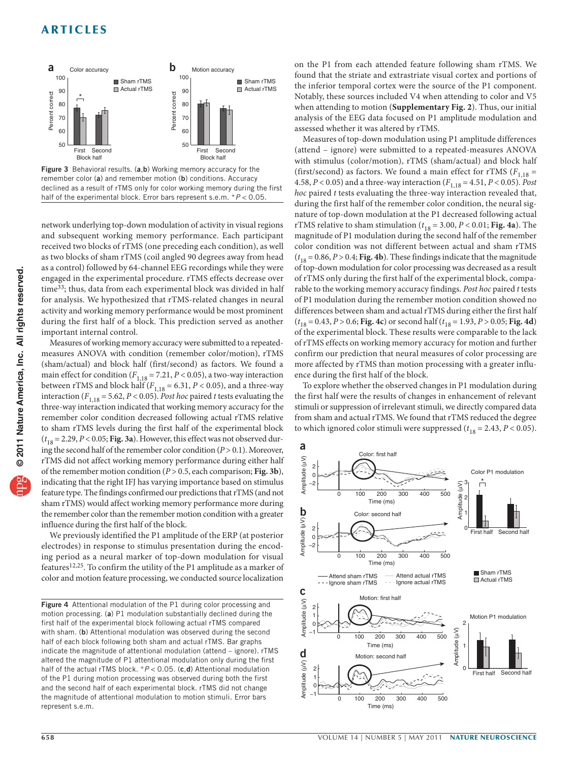Figure 3 Behavioral results. (**a**,**b**) Working memory accuracy for the remember color (**a**) and remember motion (**b**) conditions. Accuracy declined as a result of rTMS only for color working memory during the first half of the experimental block. Error bars represent s.e.m. *$P < 0.05$.

network underlying top-down modulation of activity in visual regions and subsequent working memory performance. Each participant received two blocks of rTMS (one preceding each condition), as well as two blocks of sham rTMS (coil angled 90 degrees away from head as a control) followed by 64-channel EEG recordings while they were engaged in the experimental procedure. rTMS effects decrease over time[33]; thus, data from each experimental block was divided in half for analysis. We hypothesized that rTMS-related changes in neural activity and working memory performance would be most prominent during the first half of a block. This prediction served as another important internal control.

Measures of working memory accuracy were submitted to a repeated-measures ANOVA with condition (remember color/motion), rTMS (sham/actual) and block half (first/second) as factors. We found a main effect for condition ($F_{1,18} = 7.21$, $P < 0.05$), a two-way interaction between rTMS and block half ($F_{1,18} = 6.31$, $P < 0.05$), and a three-way interaction ($F_{1,18} = 5.62$, $P < 0.05$). *Post hoc* paired *t* tests evaluating the three-way interaction indicated that working memory accuracy for the remember color condition decreased following actual rTMS relative to sham rTMS levels during the first half of the experimental block ($t_{18} = 2.29$, $P < 0.05$; **Fig. 3a**). However, this effect was not observed during the second half of the remember color condition ($P > 0.1$). Moreover, rTMS did not affect working memory performance during either half of the remember motion condition ($P > 0.5$, each comparison; **Fig. 3b**), indicating that the right IFJ has varying importance based on stimulus feature type. The findings confirmed our predictions that rTMS (and not sham rTMS) would affect working memory performance more during the remember color than the remember motion condition with a greater influence during the first half of the block.

We previously identified the P1 amplitude of the ERP (at posterior electrodes) in response to stimulus presentation during the encoding period as a neural marker of top-down modulation for visual features[12,25]. To confirm the utility of the P1 amplitude as a marker of color and motion feature processing, we conducted source localization on the P1 from each attended feature following sham rTMS. We found that the striate and extrastriate visual cortex and portions of the inferior temporal cortex were the source of the P1 component. Notably, these sources included V4 when attending to color and V5 when attending to motion (**Supplementary Fig. 2**). Thus, our initial analysis of the EEG data focused on P1 amplitude modulation and assessed whether it was altered by rTMS.

Measures of top-down modulation using P1 amplitude differences (attend – ignore) were submitted to a repeated-measures ANOVA with stimulus (color/motion), rTMS (sham/actual) and block half (first/second) as factors. We found a main effect for rTMS ($F_{1,18} = 4.58$, $P < 0.05$) and a three-way interaction ($F_{1,18} = 4.51$, $P < 0.05$). *Post hoc* paired *t* tests evaluating the three-way interaction revealed that, during the first half of the remember color condition, the neural signature of top-down modulation at the P1 decreased following actual rTMS relative to sham stimulation ($t_{18} = 3.00$, $P < 0.01$; **Fig. 4a**). The magnitude of P1 modulation during the second half of the remember color condition was not different between actual and sham rTMS ($t_{18} = 0.86$, $P > 0.4$; **Fig. 4b**). These findings indicate that the magnitude of top-down modulation for color processing was decreased as a result of rTMS only during the first half of the experimental block, comparable to the working memory accuracy findings. *Post hoc* paired *t* tests of P1 modulation during the remember motion condition showed no differences between sham and actual rTMS during either the first half ($t_{18} = 0.43$, $P > 0.6$; **Fig. 4c**) or second half ($t_{18} = 1.93$, $P > 0.05$; **Fig. 4d**) of the experimental block. These results were comparable to the lack of rTMS effects on working memory accuracy for motion and further confirm our prediction that neural measures of color processing are more affected by rTMS than motion processing with a greater influence during the first half of the block.

To explore whether the observed changes in P1 modulation during the first half were the results of changes in enhancement of relevant stimuli or suppression of irrelevant stimuli, we directly compared data from sham and actual rTMS. We found that rTMS reduced the degree to which ignored color stimuli were suppressed ($t_{18} = 2.43$, $P < 0.05$).

Figure 4 Attentional modulation of the P1 during color processing and motion processing. (**a**) P1 modulation substantially declined during the first half of the experimental block following actual rTMS compared with sham. (**b**) Attentional modulation was observed during the second half of each block following both sham and actual rTMS. Bar graphs indicate the magnitude of attentional modulation (attend – ignore). rTMS altered the magnitude of P1 modulation only during the first half of the actual rTMS block. *$P < 0.05$. (**c**,**d**) Attentional modulation of the P1 during motion processing was observed during both the first and the second half of each experimental block. rTMS did not change the magnitude of attentional modulation to motion stimuli. Error bars represent s.e.m.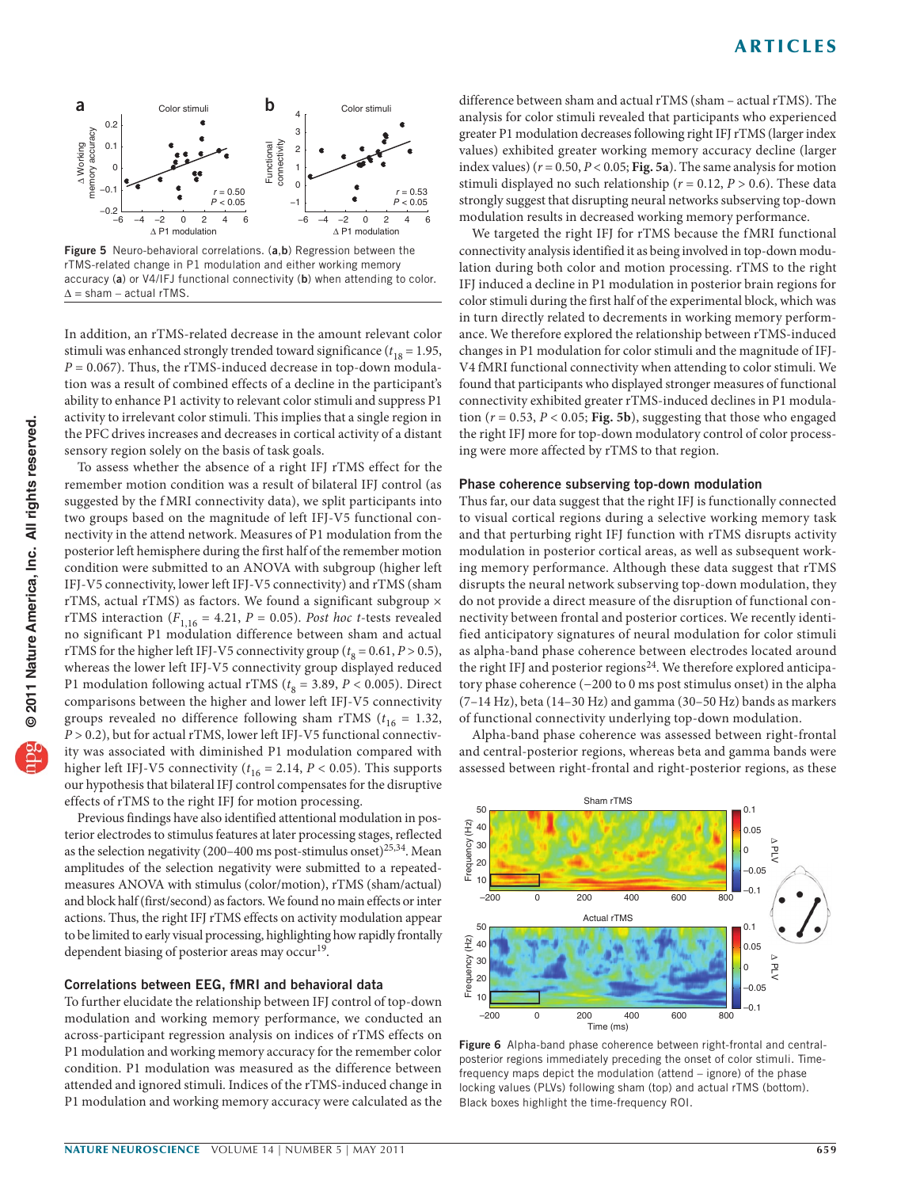Figure 5 Neuro-behavioral correlations. (**a**,**b**) Regression between the rTMS-related change in P1 modulation and either working memory accuracy (**a**) or V4/IFJ functional connectivity (**b**) when attending to color. Δ = sham – actual rTMS.

In addition, an rTMS-related decrease in the amount relevant color stimuli was enhanced strongly trended toward significance ($t_{18}$ = 1.95, $P$ = 0.067). Thus, the rTMS-induced decrease in top-down modulation was a result of combined effects of a decline in the participant's ability to enhance P1 activity to relevant color stimuli and suppress P1 activity to irrelevant color stimuli. This implies that a single region in the PFC drives increases and decreases in cortical activity of a distant sensory region solely on the basis of task goals.

To assess whether the absence of a right IFJ rTMS effect for the remember motion condition was a result of bilateral IFJ control (as suggested by the fMRI connectivity data), we split participants into two groups based on the magnitude of left IFJ-V5 functional connectivity in the attend network. Measures of P1 modulation from the posterior left hemisphere during the first half of the remember motion condition were submitted to an ANOVA with subgroup (higher left IFJ-V5 connectivity, lower left IFJ-V5 connectivity) and rTMS (sham rTMS, actual rTMS) as factors. We found a significant subgroup × rTMS interaction ($F_{1,16}$ = 4.21, $P$ = 0.05). *Post hoc t*-tests revealed no significant P1 modulation difference between sham and actual rTMS for the higher left IFJ-V5 connectivity group ($t_8$ = 0.61, $P$ > 0.5), whereas the lower left IFJ-V5 connectivity group displayed reduced P1 modulation following actual rTMS ($t_8$ = 3.89, $P$ < 0.005). Direct comparisons between the higher and lower left IFJ-V5 connectivity groups revealed no difference following sham rTMS ($t_{16}$ = 1.32, $P$ > 0.2), but for actual rTMS, lower left IFJ-V5 functional connectivity was associated with diminished P1 modulation compared with higher left IFJ-V5 connectivity ($t_{16}$ = 2.14, $P$ < 0.05). This supports our hypothesis that bilateral IFJ control compensates for the disruptive effects of rTMS to the right IFJ for motion processing.

Previous findings have also identified attentional modulation in posterior electrodes to stimulus features at later processing stages, reflected as the selection negativity (200–400 ms post-stimulus onset)[25,34]. Mean amplitudes of the selection negativity were submitted to a repeated-measures ANOVA with stimulus (color/motion), rTMS (sham/actual) and block half (first/second) as factors. We found no main effects or interactions. Thus, the right IFJ rTMS effects on activity modulation appear to be limited to early visual processing, highlighting how rapidly frontally dependent biasing of posterior areas may occur[19].

### Correlations between EEG, fMRI and behavioral data

To further elucidate the relationship between IFJ control of top-down modulation and working memory performance, we conducted an across-participant regression analysis on indices of rTMS effects on P1 modulation and working memory accuracy for the remember color condition. P1 modulation was measured as the difference between attended and ignored stimuli. Indices of the rTMS-induced change in P1 modulation and working memory accuracy were calculated as the difference between sham and actual rTMS (sham – actual rTMS). The analysis for color stimuli revealed that participants who experienced greater P1 modulation decreases following right IFJ rTMS (larger index values) exhibited greater working memory accuracy decline (larger index values) ($r$ = 0.50, $P$ < 0.05; **Fig. 5a**). The same analysis for motion stimuli displayed no such relationship ($r$ = 0.12, $P$ > 0.6). These data strongly suggest that disrupting neural networks subserving top-down modulation results in decreased working memory performance.

We targeted the right IFJ for rTMS because the fMRI functional connectivity analysis identified it as being involved in top-down modulation during both color and motion processing. rTMS to the right IFJ induced a decline in P1 modulation in posterior brain regions for color stimuli during the first half of the experimental block, which was in turn directly related to decrements in working memory performance. We therefore explored the relationship between rTMS-induced changes in P1 modulation for color stimuli and the magnitude of IFJ-V4 fMRI functional connectivity when attending to color stimuli. We found that participants who displayed stronger measures of functional connectivity exhibited greater rTMS-induced declines in P1 modulation ($r$ = 0.53, $P$ < 0.05; **Fig. 5b**), suggesting that those who engaged the right IFJ more for top-down modulatory control of color processing were more affected by rTMS to that region.

### Phase coherence subserving top-down modulation

Thus far, our data suggest that the right IFJ is functionally connected to visual cortical regions during a selective working memory task and that perturbing right IFJ function with rTMS disrupts activity modulation in posterior cortical areas, as well as subsequent working memory performance. Although these data suggest that rTMS disrupts the neural network subserving top-down modulation, they do not provide a direct measure of the disruption of functional connectivity between frontal and posterior cortices. We recently identified anticipatory signatures of neural modulation for color stimuli as alpha-band phase coherence between electrodes located around the right IFJ and posterior regions[24]. We therefore explored anticipatory phase coherence (−200 to 0 ms post stimulus onset) in the alpha (7–14 Hz), beta (14–30 Hz) and gamma (30–50 Hz) bands as markers of functional connectivity underlying top-down modulation.

Alpha-band phase coherence was assessed between right-frontal and central-posterior regions, whereas beta and gamma bands were assessed between right-frontal and right-posterior regions, as these

Figure 6 Alpha-band phase coherence between right-frontal and central-posterior regions immediately preceding the onset of color stimuli. Time-frequency maps depict the modulation (attend – ignore) of the phase locking values (PLVs) following sham (top) and actual rTMS (bottom). Black boxes highlight the time-frequency ROI.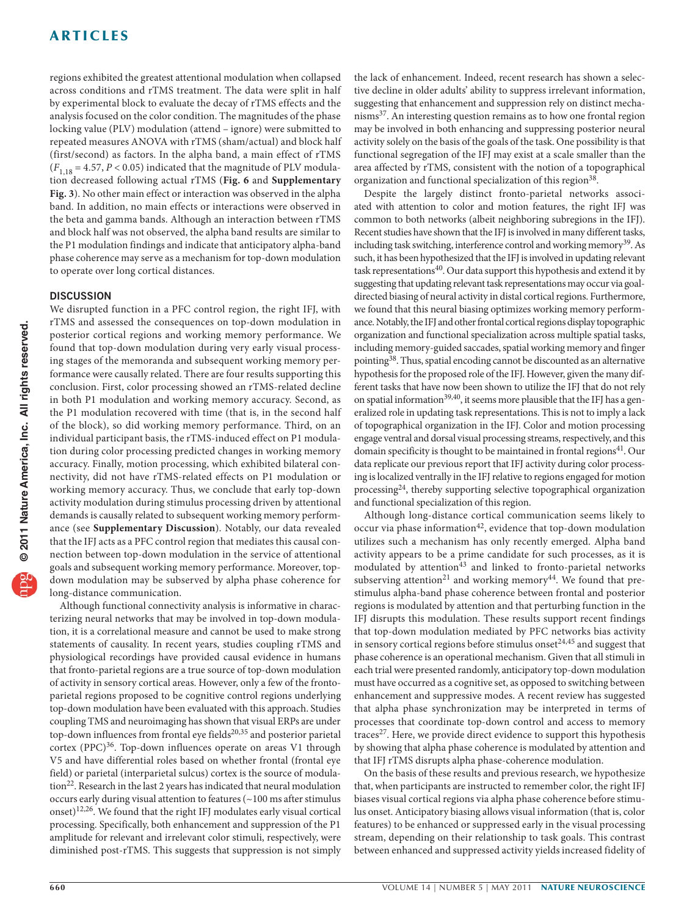regions exhibited the greatest attentional modulation when collapsed across conditions and rTMS treatment. The data were split in half by experimental block to evaluate the decay of rTMS effects and the analysis focused on the color condition. The magnitudes of the phase locking value (PLV) modulation (attend – ignore) were submitted to repeated measures ANOVA with rTMS (sham/actual) and block half (first/second) as factors. In the alpha band, a main effect of rTMS ($F_{1,18}$ = 4.57, $P < 0.05$) indicated that the magnitude of PLV modulation decreased following actual rTMS (**Fig. 6** and **Supplementary Fig. 3**). No other main effect or interaction was observed in the alpha band. In addition, no main effects or interactions were observed in the beta and gamma bands. Although an interaction between rTMS and block half was not observed, the alpha band results are similar to the P1 modulation findings and indicate that anticipatory alpha-band phase coherence may serve as a mechanism for top-down modulation to operate over long cortical distances.

## DISCUSSION

We disrupted function in a PFC control region, the right IFJ, with rTMS and assessed the consequences on top-down modulation in posterior cortical regions and working memory performance. We found that top-down modulation during very early visual processing stages of the memoranda and subsequent working memory performance were causally related. There are four results supporting this conclusion. First, color processing showed an rTMS-related decline in both P1 modulation and working memory accuracy. Second, as the P1 modulation recovered with time (that is, in the second half of the block), so did working memory performance. Third, on an individual participant basis, the rTMS-induced effect on P1 modulation during color processing predicted changes in working memory accuracy. Finally, motion processing, which exhibited bilateral connectivity, did not have rTMS-related effects on P1 modulation or working memory accuracy. Thus, we conclude that early top-down activity modulation during stimulus processing driven by attentional demands is causally related to subsequent working memory performance (see **Supplementary Discussion**). Notably, our data revealed that the IFJ acts as a PFC control region that mediates this causal connection between top-down modulation in the service of attentional goals and subsequent working memory performance. Moreover, top-down modulation may be subserved by alpha phase coherence for long-distance communication.

Although functional connectivity analysis is informative in characterizing neural networks that may be involved in top-down modulation, it is a correlational measure and cannot be used to make strong statements of causality. In recent years, studies coupling rTMS and physiological recordings have provided causal evidence in humans that fronto-parietal regions are a true source of top-down modulation of activity in sensory cortical areas. However, only a few of the fronto-parietal regions proposed to be cognitive control regions underlying top-down modulation have been evaluated with this approach. Studies coupling TMS and neuroimaging has shown that visual ERPs are under top-down influences from frontal eye fields[20,35] and posterior parietal cortex (PPC)[36]. Top-down influences operate on areas V1 through V5 and have differential roles based on whether frontal (frontal eye field) or parietal (interparietal sulcus) cortex is the source of modulation[22]. Research in the last 2 years has indicated that neural modulation occurs early during visual attention to features (~100 ms after stimulus onset)[12,26]. We found that the right IFJ modulates early visual cortical processing. Specifically, both enhancement and suppression of the P1 amplitude for relevant and irrelevant color stimuli, respectively, were diminished post-rTMS. This suggests that suppression is not simply the lack of enhancement. Indeed, recent research has shown a selective decline in older adults' ability to suppress irrelevant information, suggesting that enhancement and suppression rely on distinct mechanisms[37]. An interesting question remains as to how one frontal region may be involved in both enhancing and suppressing posterior neural activity solely on the basis of the goals of the task. One possibility is that functional segregation of the IFJ may exist at a scale smaller than the area affected by rTMS, consistent with the notion of a topographical organization and functional specialization of this region[38].

Despite the largely distinct fronto-parietal networks associated with attention to color and motion features, the right IFJ was common to both networks (albeit neighboring subregions in the IFJ). Recent studies have shown that the IFJ is involved in many different tasks, including task switching, interference control and working memory[39]. As such, it has been hypothesized that the IFJ is involved in updating relevant task representations[40]. Our data support this hypothesis and extend it by suggesting that updating relevant task representations may occur via goal-directed biasing of neural activity in distal cortical regions. Furthermore, we found that this neural biasing optimizes working memory performance. Notably, the IFJ and other frontal cortical regions display topographic organization and functional specialization across multiple spatial tasks, including memory-guided saccades, spatial working memory and finger pointing[38]. Thus, spatial encoding cannot be discounted as an alternative hypothesis for the proposed role of the IFJ. However, given the many different tasks that have now been shown to utilize the IFJ that do not rely on spatial information[39,40], it seems more plausible that the IFJ has a generalized role in updating task representations. This is not to imply a lack of topographical organization in the IFJ. Color and motion processing engage ventral and dorsal visual processing streams, respectively, and this domain specificity is thought to be maintained in frontal regions[41]. Our data replicate our previous report that IFJ activity during color processing is localized ventrally in the IFJ relative to regions engaged for motion processing[24], thereby supporting selective topographical organization and functional specialization of this region.

Although long-distance cortical communication seems likely to occur via phase information[42], evidence that top-down modulation utilizes such a mechanism has only recently emerged. Alpha band activity appears to be a prime candidate for such processes, as it is modulated by attention[43] and linked to fronto-parietal networks subserving attention[21] and working memory[44]. We found that prestimulus alpha-band phase coherence between frontal and posterior regions is modulated by attention and that perturbing function in the IFJ disrupts this modulation. These results support recent findings that top-down modulation mediated by PFC networks bias activity in sensory cortical regions before stimulus onset[24,45] and suggest that phase coherence is an operational mechanism. Given that all stimuli in each trial were presented randomly, anticipatory top-down modulation must have occurred as a cognitive set, as opposed to switching between enhancement and suppressive modes. A recent review has suggested that alpha phase synchronization may be interpreted in terms of processes that coordinate top-down control and access to memory traces[27]. Here, we provide direct evidence to support this hypothesis by showing that alpha phase coherence is modulated by attention and that IFJ rTMS disrupts alpha phase-coherence modulation.

On the basis of these results and previous research, we hypothesize that, when participants are instructed to remember color, the right IFJ biases visual cortical regions via alpha phase coherence before stimulus onset. Anticipatory biasing allows visual information (that is, color features) to be enhanced or suppressed early in the visual processing stream, depending on their relationship to task goals. This contrast between enhanced and suppressed activity yields increased fidelity of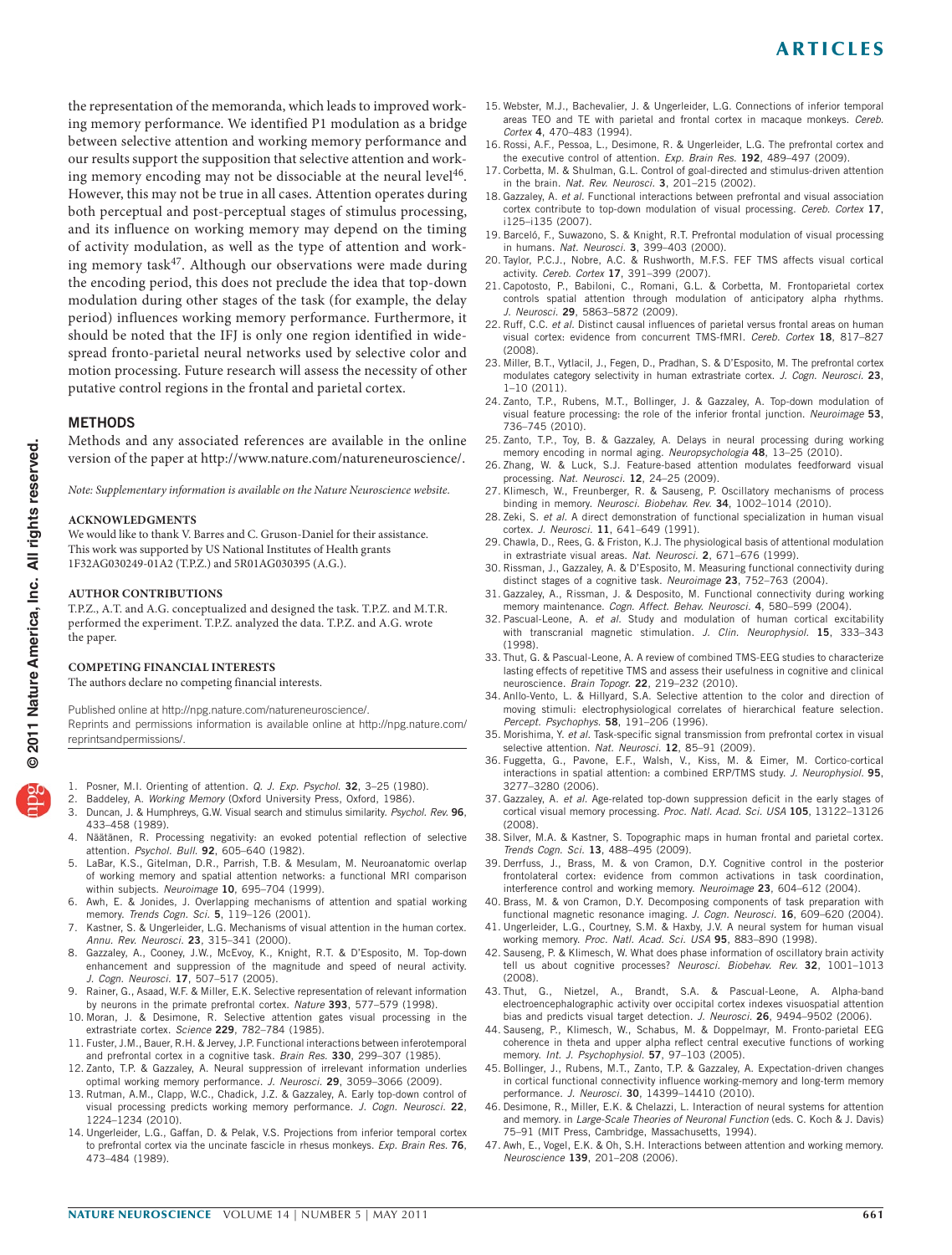the representation of the memoranda, which leads to improved working memory performance. We identified P1 modulation as a bridge between selective attention and working memory performance and our results support the supposition that selective attention and working memory encoding may not be dissociable at the neural level[46]. However, this may not be true in all cases. Attention operates during both perceptual and post-perceptual stages of stimulus processing, and its influence on working memory may depend on the timing of activity modulation, as well as the type of attention and working memory task[47]. Although our observations were made during the encoding period, this does not preclude the idea that top-down modulation during other stages of the task (for example, the delay period) influences working memory performance. Furthermore, it should be noted that the IFJ is only one region identified in widespread fronto-parietal neural networks used by selective color and motion processing. Future research will assess the necessity of other putative control regions in the frontal and parietal cortex.

## METHODS

Methods and any associated references are available in the online version of the paper at http://www.nature.com/natureneuroscience/.

*Note: Supplementary information is available on the Nature Neuroscience website.*

### ACKNOWLEDGMENTS

We would like to thank V. Barres and C. Gruson-Daniel for their assistance. This work was supported by US National Institutes of Health grants 1F32AG030249-01A2 (T.P.Z.) and 5R01AG030395 (A.G.).

### AUTHOR CONTRIBUTIONS

T.P.Z., A.T. and A.G. conceptualized and designed the task. T.P.Z. and M.T.R. performed the experiment. T.P.Z. analyzed the data. T.P.Z. and A.G. wrote the paper.

### COMPETING FINANCIAL INTERESTS

The authors declare no competing financial interests.

Published online at http://npg.nature.com/natureneuroscience/.
Reprints and permissions information is available online at http://npg.nature.com/reprintsandpermissions/.

1. Posner, M.I. Orienting of attention. *Q. J. Exp. Psychol.* **32**, 3–25 (1980).
2. Baddeley, A. *Working Memory* (Oxford University Press, Oxford, 1986).
3. Duncan, J. & Humphreys, G.W. Visual search and stimulus similarity. *Psychol. Rev.* **96**, 433–458 (1989).
4. Näätänen, R. Processing negativity: an evoked potential reflection of selective attention. *Psychol. Bull.* **92**, 605–640 (1982).
5. LaBar, K.S., Gitelman, D.R., Parrish, T.B. & Mesulam, M. Neuroanatomic overlap of working memory and spatial attention networks: a functional MRI comparison within subjects. *Neuroimage* **10**, 695–704 (1999).
6. Awh, E. & Jonides, J. Overlapping mechanisms of attention and spatial working memory. *Trends Cogn. Sci.* **5**, 119–126 (2001).
7. Kastner, S. & Ungerleider, L.G. Mechanisms of visual attention in the human cortex. *Annu. Rev. Neurosci.* **23**, 315–341 (2000).
8. Gazzaley, A., Cooney, J.W., McEvoy, K., Knight, R.T. & D'Esposito, M. Top-down enhancement and suppression of the magnitude and speed of neural activity. *J. Cogn. Neurosci.* **17**, 507–517 (2005).
9. Rainer, G., Asaad, W.F. & Miller, E.K. Selective representation of relevant information by neurons in the primate prefrontal cortex. *Nature* **393**, 577–579 (1998).
10. Moran, J. & Desimone, R. Selective attention gates visual processing in the extrastriate cortex. *Science* **229**, 782–784 (1985).
11. Fuster, J.M., Bauer, R.H. & Jervey, J.P. Functional interactions between inferotemporal and prefrontal cortex in a cognitive task. *Brain Res.* **330**, 299–307 (1985).
12. Zanto, T.P. & Gazzaley, A. Neural suppression of irrelevant information underlies optimal working memory performance. *J. Neurosci.* **29**, 3059–3066 (2009).
13. Rutman, A.M., Clapp, W.C., Chadick, J.Z. & Gazzaley, A. Early top-down control of visual processing predicts working memory performance. *J. Cogn. Neurosci.* **22**, 1224–1234 (2010).
14. Ungerleider, L.G., Gaffan, D. & Pelak, V.S. Projections from inferior temporal cortex to prefrontal cortex via the uncinate fascicle in rhesus monkeys. *Exp. Brain Res.* **76**, 473–484 (1989).
15. Webster, M.J., Bachevalier, J. & Ungerleider, L.G. Connections of inferior temporal areas TEO and TE with parietal and frontal cortex in macaque monkeys. *Cereb. Cortex* **4**, 470–483 (1994).
16. Rossi, A.F., Pessoa, L., Desimone, R. & Ungerleider, L.G. The prefrontal cortex and the executive control of attention. *Exp. Brain Res.* **192**, 489–497 (2009).
17. Corbetta, M. & Shulman, G.L. Control of goal-directed and stimulus-driven attention in the brain. *Nat. Rev. Neurosci.* **3**, 201–215 (2002).
18. Gazzaley, A. *et al.* Functional interactions between prefrontal and visual association cortex contribute to top-down modulation of visual processing. *Cereb. Cortex* **17**, i125–i135 (2007).
19. Barceló, F., Suwazono, S. & Knight, R.T. Prefrontal modulation of visual processing in humans. *Nat. Neurosci.* **3**, 399–403 (2000).
20. Taylor, P.C.J., Nobre, A.C. & Rushworth, M.F.S. FEF TMS affects visual cortical activity. *Cereb. Cortex* **17**, 391–399 (2007).
21. Capotosto, P., Babiloni, C., Romani, G.L. & Corbetta, M. Frontoparietal cortex controls spatial attention through modulation of anticipatory alpha rhythms. *J. Neurosci.* **29**, 5863–5872 (2009).
22. Ruff, C.C. *et al.* Distinct causal influences of parietal versus frontal areas on human visual cortex: evidence from concurrent TMS-fMRI. *Cereb. Cortex* **18**, 817–827 (2008).
23. Miller, B.T., Vytlacil, J., Fegen, D., Pradhan, S. & D'Esposito, M. The prefrontal cortex modulates category selectivity in human extrastriate cortex. *J. Cogn. Neurosci.* **23**, 1–10 (2011).
24. Zanto, T.P., Rubens, M.T., Bollinger, J. & Gazzaley, A. Top-down modulation of visual feature processing: the role of the inferior frontal junction. *Neuroimage* **53**, 736–745 (2010).
25. Zanto, T.P., Toy, B. & Gazzaley, A. Delays in neural processing during working memory encoding in normal aging. *Neuropsychologia* **48**, 13–25 (2010).
26. Zhang, W. & Luck, S.J. Feature-based attention modulates feedforward visual processing. *Nat. Neurosci.* **12**, 24–25 (2009).
27. Klimesch, W., Freunberger, R. & Sauseng, P. Oscillatory mechanisms of process binding in memory. *Neurosci. Biobehav. Rev.* **34**, 1002–1014 (2010).
28. Zeki, S. *et al.* A direct demonstration of functional specialization in human visual cortex. *J. Neurosci.* **11**, 641–649 (1991).
29. Chawla, D., Rees, G. & Friston, K.J. The physiological basis of attentional modulation in extrastriate visual areas. *Nat. Neurosci.* **2**, 671–676 (1999).
30. Rissman, J., Gazzaley, A. & D'Esposito, M. Measuring functional connectivity during distinct stages of a cognitive task. *Neuroimage* **23**, 752–763 (2004).
31. Gazzaley, A., Rissman, J. & Desposito, M. Functional connectivity during working memory maintenance. *Cogn. Affect. Behav. Neurosci.* **4**, 580–599 (2004).
32. Pascual-Leone, A. *et al.* Study and modulation of human cortical excitability with transcranial magnetic stimulation. *J. Clin. Neurophysiol.* **15**, 333–343 (1998).
33. Thut, G. & Pascual-Leone, A. A review of combined TMS-EEG studies to characterize lasting effects of repetitive TMS and assess their usefulness in cognitive and clinical neuroscience. *Brain Topogr.* **22**, 219–232 (2010).
34. Anllo-Vento, L. & Hillyard, S.A. Selective attention to the color and direction of moving stimuli: electrophysiological correlates of hierarchical feature selection. *Percept. Psychophys.* **58**, 191–206 (1996).
35. Morishima, Y. *et al.* Task-specific signal transmission from prefrontal cortex in visual selective attention. *Nat. Neurosci.* **12**, 85–91 (2009).
36. Fuggetta, G., Pavone, E.F., Walsh, V., Kiss, M. & Eimer, M. Cortico-cortical interactions in spatial attention: a combined ERP/TMS study. *J. Neurophysiol.* **95**, 3277–3280 (2006).
37. Gazzaley, A. *et al.* Age-related top-down suppression deficit in the early stages of cortical visual memory processing. *Proc. Natl. Acad. Sci. USA* **105**, 13122–13126 (2008).
38. Silver, M.A. & Kastner, S. Topographic maps in human frontal and parietal cortex. *Trends Cogn. Sci.* **13**, 488–495 (2009).
39. Derrfuss, J., Brass, M. & von Cramon, D.Y. Cognitive control in the posterior frontolateral cortex: evidence from common activations in task coordination, interference control and working memory. *Neuroimage* **23**, 604–612 (2004).
40. Brass, M. & von Cramon, D.Y. Decomposing components of task preparation with functional magnetic resonance imaging. *J. Cogn. Neurosci.* **16**, 609–620 (2004).
41. Ungerleider, L.G., Courtney, S.M. & Haxby, J.V. A neural system for human visual working memory. *Proc. Natl. Acad. Sci. USA* **95**, 883–890 (1998).
42. Sauseng, P. & Klimesch, W. What does phase information of oscillatory brain activity tell us about cognitive processes? *Neurosci. Biobehav. Rev.* **32**, 1001–1013 (2008).
43. Thut, G., Nietzel, A., Brandt, S.A. & Pascual-Leone, A. Alpha-band electroencephalographic activity over occipital cortex indexes visuospatial attention bias and predicts visual target detection. *J. Neurosci.* **26**, 9494–9502 (2006).
44. Sauseng, P., Klimesch, W., Schabus, M. & Doppelmayr, M. Fronto-parietal EEG coherence in theta and upper alpha reflect central executive functions of working memory. *Int. J. Psychophysiol.* **57**, 97–103 (2005).
45. Bollinger, J., Rubens, M.T., Zanto, T.P. & Gazzaley, A. Expectation-driven changes in cortical functional connectivity influence working-memory and long-term memory performance. *J. Neurosci.* **30**, 14399–14410 (2010).
46. Desimone, R., Miller, E.K. & Chelazzi, L. Interaction of neural systems for attention and memory. in *Large-Scale Theories of Neuronal Function* (eds. C. Koch & J. Davis) 75–91 (MIT Press, Cambridge, Massachusetts, 1994).
47. Awh, E., Vogel, E.K. & Oh, S.H. Interactions between attention and working memory. *Neuroscience* **139**, 201–208 (2006).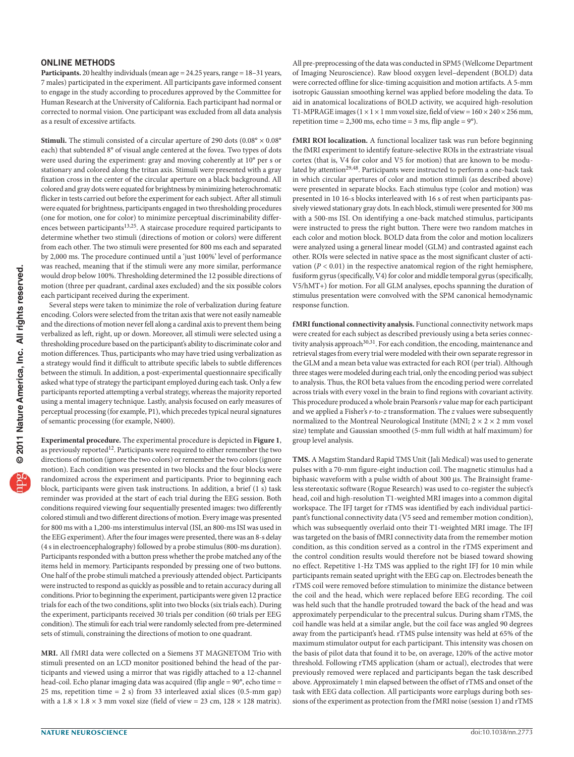## ONLINE METHODS

**Participants.** 20 healthy individuals (mean age = 24.25 years, range = 18–31 years, 7 males) participated in the experiment. All participants gave informed consent to engage in the study according to procedures approved by the Committee for Human Research at the University of California. Each participant had normal or corrected to normal vision. One participant was excluded from all data analysis as a result of excessive artifacts.

**Stimuli.** The stimuli consisted of a circular aperture of 290 dots (0.08° × 0.08° each) that subtended 8° of visual angle centered at the fovea. Two types of dots were used during the experiment: gray and moving coherently at 10° per s or stationary and colored along the tritan axis. Stimuli were presented with a gray fixation cross in the center of the circular aperture on a black background. All colored and gray dots were equated for brightness by minimizing heterochromatic flicker in tests carried out before the experiment for each subject. After all stimuli were equated for brightness, participants engaged in two thresholding procedures (one for motion, one for color) to minimize perceptual discriminability differences between participants[13,25]. A staircase procedure required participants to determine whether two stimuli (directions of motion or colors) were different from each other. The two stimuli were presented for 800 ms each and separated by 2,000 ms. The procedure continued until a 'just 100%' level of performance was reached, meaning that if the stimuli were any more similar, performance would drop below 100%. Thresholding determined the 12 possible directions of motion (three per quadrant, cardinal axes excluded) and the six possible colors each participant received during the experiment.

Several steps were taken to minimize the role of verbalization during feature encoding. Colors were selected from the tritan axis that were not easily nameable and the directions of motion never fell along a cardinal axis to prevent them being verbalized as left, right, up or down. Moreover, all stimuli were selected using a thresholding procedure based on the participant's ability to discriminate color and motion differences. Thus, participants who may have tried using verbalization as a strategy would find it difficult to attribute specific labels to subtle differences between the stimuli. In addition, a post-experimental questionnaire specifically asked what type of strategy the participant employed during each task. Only a few participants reported attempting a verbal strategy, whereas the majority reported using a mental imagery technique. Lastly, analysis focused on early measures of perceptual processing (for example, P1), which precedes typical neural signatures of semantic processing (for example, N400).

**Experimental procedure.** The experimental procedure is depicted in **Figure 1**, as previously reported[12]. Participants were required to either remember the two directions of motion (ignore the two colors) or remember the two colors (ignore motion). Each condition was presented in two blocks and the four blocks were randomized across the experiment and participants. Prior to beginning each block, participants were given task instructions. In addition, a brief (1 s) task reminder was provided at the start of each trial during the EEG session. Both conditions required viewing four sequentially presented images: two differently colored stimuli and two different directions of motion. Every image was presented for 800 ms with a 1,200-ms interstimulus interval (ISI, an 800-ms ISI was used in the EEG experiment). After the four images were presented, there was an 8-s delay (4 s in electroencephalography) followed by a probe stimulus (800-ms duration). Participants responded with a button press whether the probe matched any of the items held in memory. Participants responded by pressing one of two buttons. One half of the probe stimuli matched a previously attended object. Participants were instructed to respond as quickly as possible and to retain accuracy during all conditions. Prior to beginning the experiment, participants were given 12 practice trials for each of the two conditions, split into two blocks (six trials each). During the experiment, participants received 30 trials per condition (60 trials per EEG condition). The stimuli for each trial were randomly selected from pre-determined sets of stimuli, constraining the directions of motion to one quadrant.

**MRI.** All fMRI data were collected on a Siemens 3T MAGNETOM Trio with stimuli presented on an LCD monitor positioned behind the head of the participants and viewed using a mirror that was rigidly attached to a 12-channel head-coil. Echo planar imaging data was acquired (flip angle = 90°, echo time = 25 ms, repetition time = 2 s) from 33 interleaved axial slices (0.5-mm gap) with a 1.8 × 1.8 × 3 mm voxel size (field of view = 23 cm, 128 × 128 matrix). All pre-preprocessing of the data was conducted in SPM5 (Wellcome Department of Imaging Neuroscience). Raw blood oxygen level–dependent (BOLD) data were corrected offline for slice-timing acquisition and motion artifacts. A 5-mm isotropic Gaussian smoothing kernel was applied before modeling the data. To aid in anatomical localizations of BOLD activity, we acquired high-resolution T1-MPRAGE images (1 × 1 × 1 mm voxel size, field of view = 160 × 240 × 256 mm, repetition time = 2,300 ms, echo time = 3 ms, flip angle = 9°).

**fMRI ROI localization.** A functional localizer task was run before beginning the fMRI experiment to identify feature-selective ROIs in the extrastriate visual cortex (that is, V4 for color and V5 for motion) that are known to be modulated by attention[29,48]. Participants were instructed to perform a one-back task in which circular apertures of color and motion stimuli (as described above) were presented in separate blocks. Each stimulus type (color and motion) was presented in 10 16-s blocks interleaved with 16 s of rest when participants passively viewed stationary gray dots. In each block, stimuli were presented for 300 ms with a 500-ms ISI. On identifying a one-back matched stimulus, participants were instructed to press the right button. There were two random matches in each color and motion block. BOLD data from the color and motion localizers were analyzed using a general linear model (GLM) and contrasted against each other. ROIs were selected in native space as the most significant cluster of activation ($P < 0.01$) in the respective anatomical region of the right hemisphere, fusiform gyrus (specifically, V4) for color and middle temporal gyrus (specifically, V5/hMT+) for motion. For all GLM analyses, epochs spanning the duration of stimulus presentation were convolved with the SPM canonical hemodynamic response function.

**fMRI functional connectivity analysis.** Functional connectivity network maps were created for each subject as described previously using a beta series connectivity analysis approach[30,31]. For each condition, the encoding, maintenance and retrieval stages from every trial were modeled with their own separate regressor in the GLM and a mean beta value was extracted for each ROI (per trial). Although three stages were modeled during each trial, only the encoding period was subject to analysis. Thus, the ROI beta values from the encoding period were correlated across trials with every voxel in the brain to find regions with covariant activity. This procedure produced a whole brain Pearson's $r$ value map for each participant and we applied a Fisher's $r$-to-$z$ transformation. The $z$ values were subsequently normalized to the Montreal Neurological Institute (MNI; 2 × 2 × 2 mm voxel size) template and Gaussian smoothed (5-mm full width at half maximum) for group level analysis.

**TMS.** A Magstim Standard Rapid TMS Unit (Jali Medical) was used to generate pulses with a 70-mm figure-eight induction coil. The magnetic stimulus had a biphasic waveform with a pulse width of about 300 µs. The Brainsight frameless stereotaxic software (Rogue Research) was used to co-register the subject's head, coil and high-resolution T1-weighted MRI images into a common digital workspace. The IFJ target for rTMS was identified by each individual participant's functional connectivity data (V5 seed and remember motion condition), which was subsequently overlaid onto their T1-weighted MRI image. The IFJ was targeted on the basis of fMRI connectivity data from the remember motion condition, as this condition served as a control in the rTMS experiment and the control condition results would therefore not be biased toward showing no effect. Repetitive 1-Hz TMS was applied to the right IFJ for 10 min while participants remain seated upright with the EEG cap on. Electrodes beneath the rTMS coil were removed before stimulation to minimize the distance between the coil and the head, which were replaced before EEG recording. The coil was held such that the handle protruded toward the back of the head and was approximately perpendicular to the precentral sulcus. During sham rTMS, the coil handle was held at a similar angle, but the coil face was angled 90 degrees away from the participant's head. rTMS pulse intensity was held at 65% of the maximum stimulator output for each participant. This intensity was chosen on the basis of pilot data that found it to be, on average, 120% of the active motor threshold. Following rTMS application (sham or actual), electrodes that were previously removed were replaced and participants began the task described above. Approximately 1 min elapsed between the offset of rTMS and onset of the task with EEG data collection. All participants wore earplugs during both sessions of the experiment as protection from the fMRI noise (session 1) and rTMS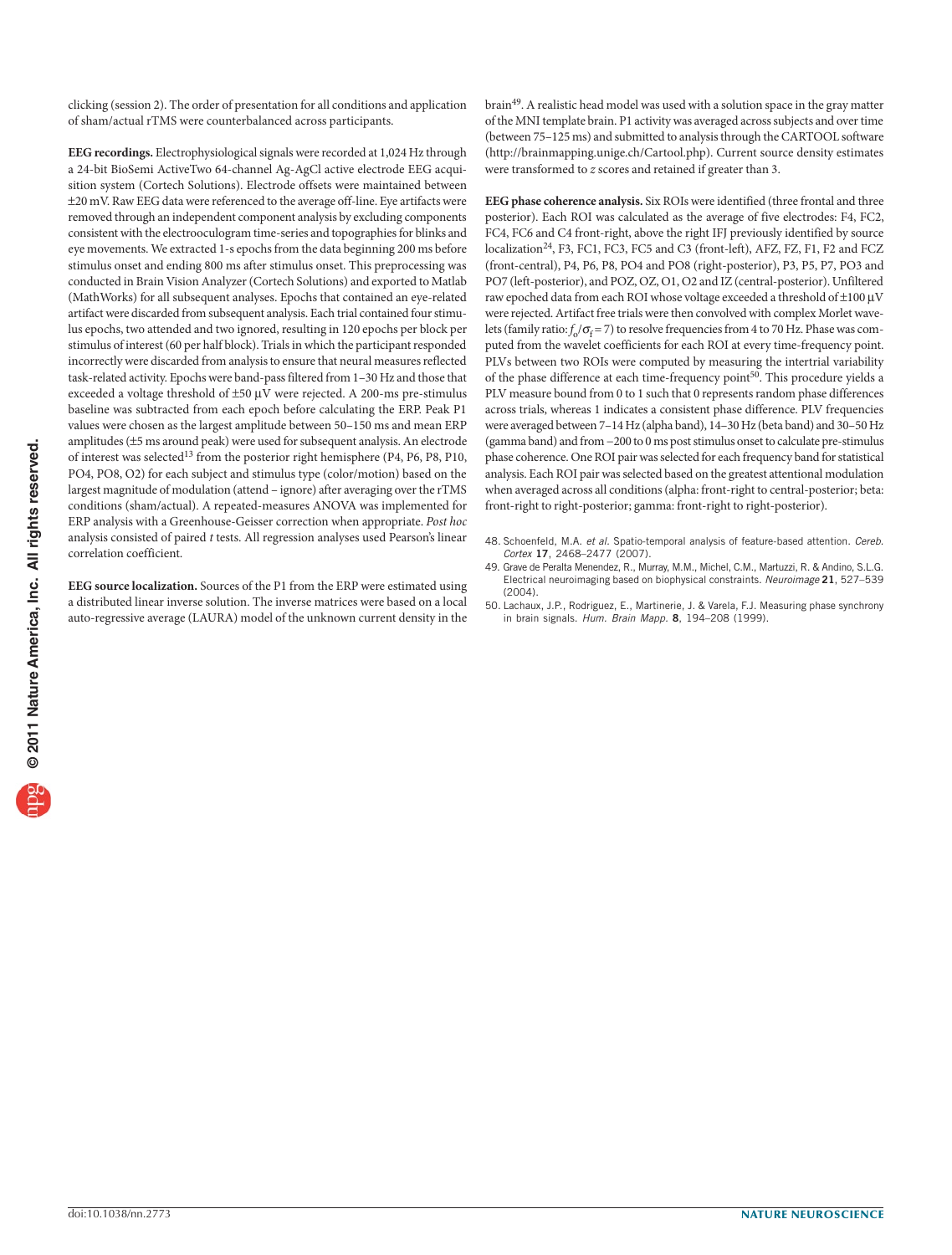clicking (session 2). The order of presentation for all conditions and application of sham/actual rTMS were counterbalanced across participants.

**EEG recordings.** Electrophysiological signals were recorded at 1,024 Hz through a 24-bit BioSemi ActiveTwo 64-channel Ag-AgCl active electrode EEG acquisition system (Cortech Solutions). Electrode offsets were maintained between ±20 mV. Raw EEG data were referenced to the average off-line. Eye artifacts were removed through an independent component analysis by excluding components consistent with the electrooculogram time-series and topographies for blinks and eye movements. We extracted 1-s epochs from the data beginning 200 ms before stimulus onset and ending 800 ms after stimulus onset. This preprocessing was conducted in Brain Vision Analyzer (Cortech Solutions) and exported to Matlab (MathWorks) for all subsequent analyses. Epochs that contained an eye-related artifact were discarded from subsequent analysis. Each trial contained four stimulus epochs, two attended and two ignored, resulting in 120 epochs per block per stimulus of interest (60 per half block). Trials in which the participant responded incorrectly were discarded from analysis to ensure that neural measures reflected task-related activity. Epochs were band-pass filtered from 1–30 Hz and those that exceeded a voltage threshold of ±50 μV were rejected. A 200-ms pre-stimulus baseline was subtracted from each epoch before calculating the ERP. Peak P1 values were chosen as the largest amplitude between 50–150 ms and mean ERP amplitudes (±5 ms around peak) were used for subsequent analysis. An electrode of interest was selected[13] from the posterior right hemisphere (P4, P6, P8, P10, PO4, PO8, O2) for each subject and stimulus type (color/motion) based on the largest magnitude of modulation (attend – ignore) after averaging over the rTMS conditions (sham/actual). A repeated-measures ANOVA was implemented for ERP analysis with a Greenhouse-Geisser correction when appropriate. *Post hoc* analysis consisted of paired *t* tests. All regression analyses used Pearson's linear correlation coefficient.

**EEG source localization.** Sources of the P1 from the ERP were estimated using a distributed linear inverse solution. The inverse matrices were based on a local auto-regressive average (LAURA) model of the unknown current density in the brain[49]. A realistic head model was used with a solution space in the gray matter of the MNI template brain. P1 activity was averaged across subjects and over time (between 75–125 ms) and submitted to analysis through the CARTOOL software (http://brainmapping.unige.ch/Cartool.php). Current source density estimates were transformed to *z* scores and retained if greater than 3.

**EEG phase coherence analysis.** Six ROIs were identified (three frontal and three posterior). Each ROI was calculated as the average of five electrodes: F4, FC2, FC4, FC6 and C4 front-right, above the right IFJ previously identified by source localization[24], F3, FC1, FC3, FC5 and C3 (front-left), AFZ, FZ, F1, F2 and FCZ (front-central), P4, P6, P8, PO4 and PO8 (right-posterior), P3, P5, P7, PO3 and PO7 (left-posterior), and POZ, OZ, O1, O2 and IZ (central-posterior). Unfiltered raw epoched data from each ROI whose voltage exceeded a threshold of ±100 μV were rejected. Artifact free trials were then convolved with complex Morlet wavelets (family ratio: $f_0/\sigma_f = 7$) to resolve frequencies from 4 to 70 Hz. Phase was computed from the wavelet coefficients for each ROI at every time-frequency point. PLVs between two ROIs were computed by measuring the intertrial variability of the phase difference at each time-frequency point[50]. This procedure yields a PLV measure bound from 0 to 1 such that 0 represents random phase differences across trials, whereas 1 indicates a consistent phase difference. PLV frequencies were averaged between 7–14 Hz (alpha band), 14–30 Hz (beta band) and 30–50 Hz (gamma band) and from −200 to 0 ms post stimulus onset to calculate pre-stimulus phase coherence. One ROI pair was selected for each frequency band for statistical analysis. Each ROI pair was selected based on the greatest attentional modulation when averaged across all conditions (alpha: front-right to central-posterior; beta: front-right to right-posterior; gamma: front-right to right-posterior).

48. Schoenfeld, M.A. *et al*. Spatio-temporal analysis of feature-based attention. *Cereb. Cortex* **17**, 2468–2477 (2007).
49. Grave de Peralta Menendez, R., Murray, M.M., Michel, C.M., Martuzzi, R. & Andino, S.L.G. Electrical neuroimaging based on biophysical constraints. *Neuroimage* **21**, 527–539 (2004).
50. Lachaux, J.P., Rodriguez, E., Martinerie, J. & Varela, F.J. Measuring phase synchrony in brain signals. *Hum. Brain Mapp.* **8**, 194–208 (1999).